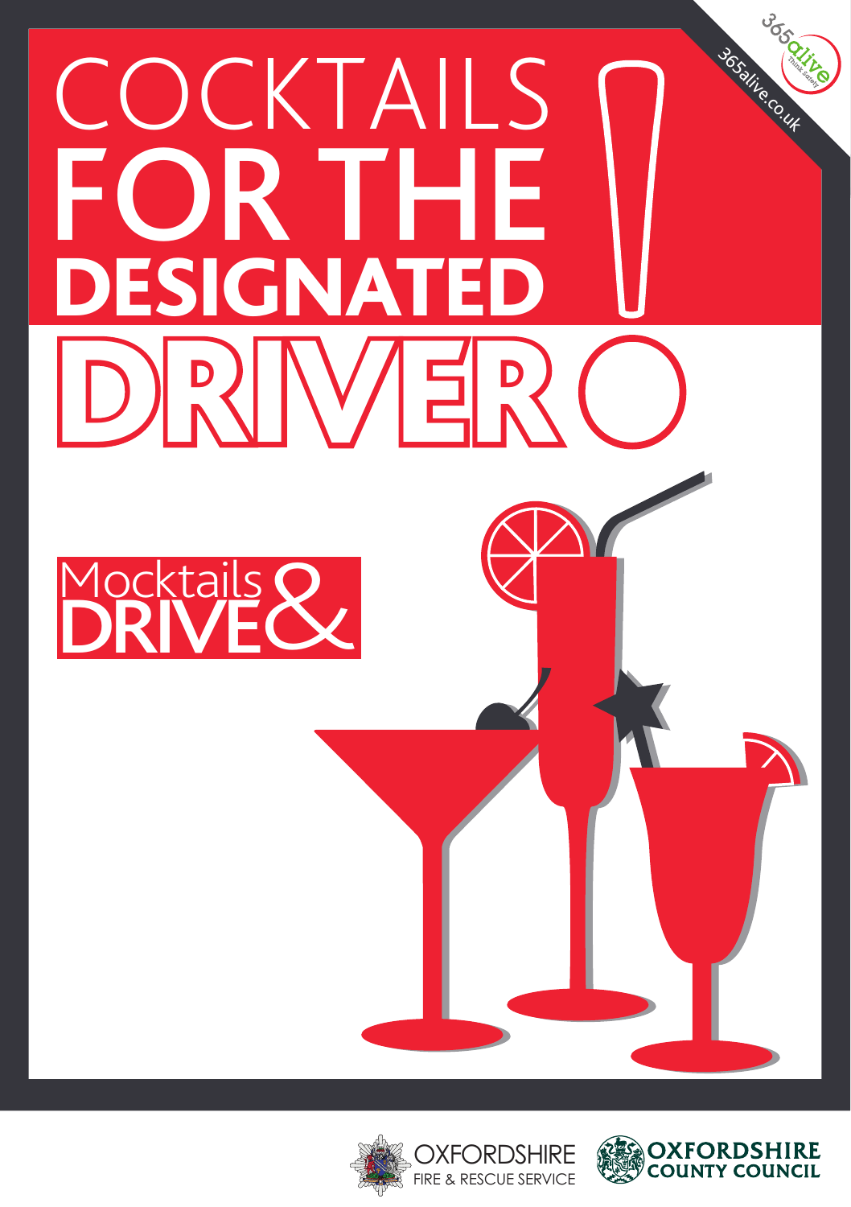# COCKTAILS FOR THE DESIGNATED DRIVER!

365alive
Think safety
365alive.co.uk

## Mocktails & DRIVE

OXFORDSHIRE FIRE & RESCUE SERVICE

OXFORDSHIRE COUNTY COUNCIL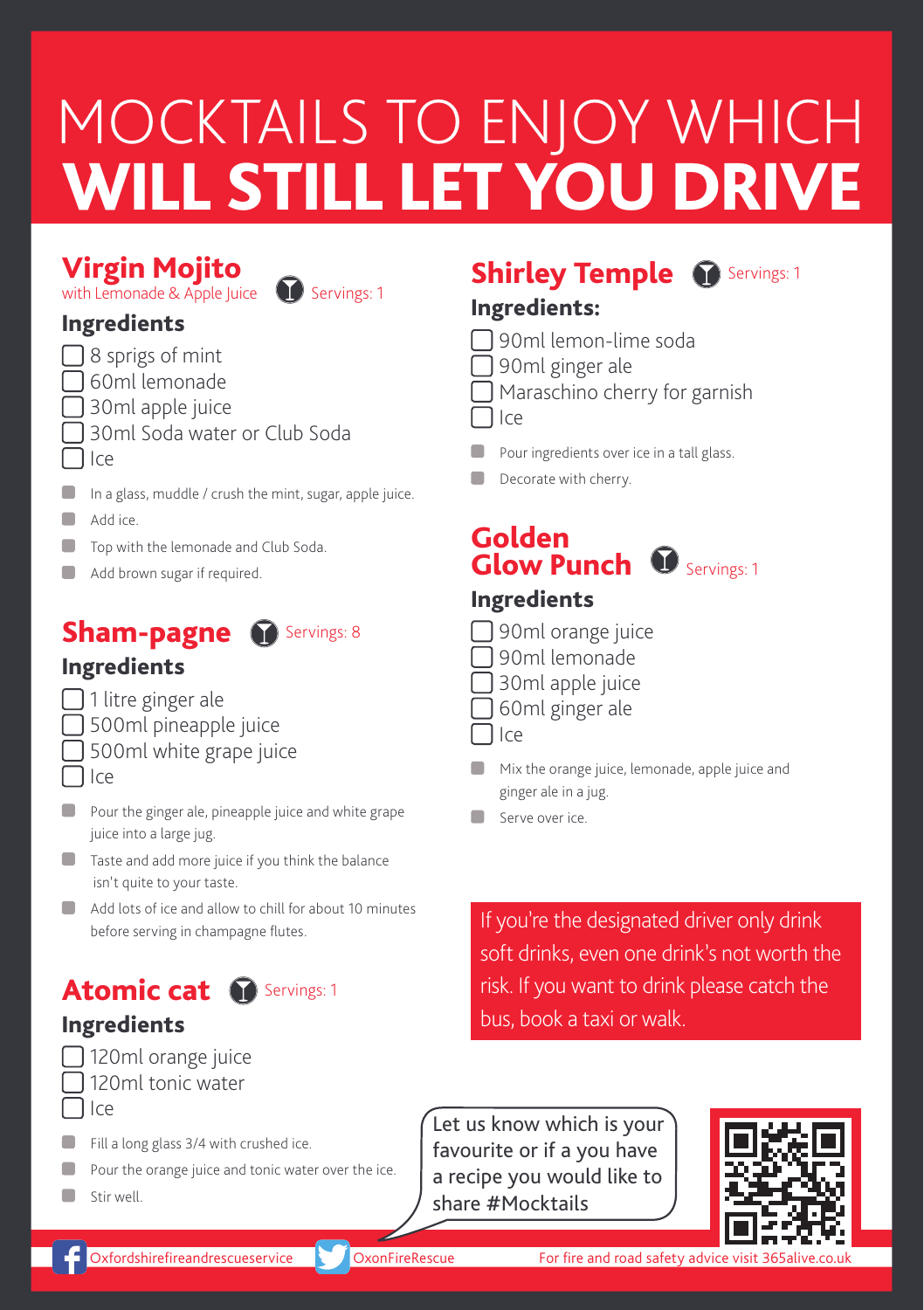# MOCKTAILS TO ENJOY WHICH **WILL STILL LET YOU DRIVE**

## Virgin Mojito

with Lemonade & Apple Juice

Servings: 1

### Ingredients

- [ ] 8 sprigs of mint
- [ ] 60ml lemonade
- [ ] 30ml apple juice
- [ ] 30ml Soda water or Club Soda
- [ ] Ice

- In a glass, muddle / crush the mint, sugar, apple juice.
- Add ice.
- Top with the lemonade and Club Soda.
- Add brown sugar if required.

## Sham-pagne

Servings: 8

### Ingredients

- [ ] 1 litre ginger ale
- [ ] 500ml pineapple juice
- [ ] 500ml white grape juice
- [ ] Ice

- Pour the ginger ale, pineapple juice and white grape juice into a large jug.
- Taste and add more juice if you think the balance isn't quite to your taste.
- Add lots of ice and allow to chill for about 10 minutes before serving in champagne flutes.

## Atomic cat

Servings: 1

### Ingredients

- [ ] 120ml orange juice
- [ ] 120ml tonic water
- [ ] Ice

- Fill a long glass 3/4 with crushed ice.
- Pour the orange juice and tonic water over the ice.
- Stir well.

## Shirley Temple

Servings: 1

### Ingredients:

- [ ] 90ml lemon-lime soda
- [ ] 90ml ginger ale
- [ ] Maraschino cherry for garnish
- [ ] Ice

- Pour ingredients over ice in a tall glass.
- Decorate with cherry.

## Golden Glow Punch

Servings: 1

### Ingredients

- [ ] 90ml orange juice
- [ ] 90ml lemonade
- [ ] 30ml apple juice
- [ ] 60ml ginger ale
- [ ] Ice

- Mix the orange juice, lemonade, apple juice and ginger ale in a jug.
- Serve over ice.

If you're the designated driver only drink soft drinks, even one drink's not worth the risk. If you want to drink please catch the bus, book a taxi or walk.

Let us know which is your favourite or if a you have a recipe you would like to share #Mocktails

Oxfordshirefireandrescueservice

OxonFireRescue

For fire and road safety advice visit 365alive.co.uk